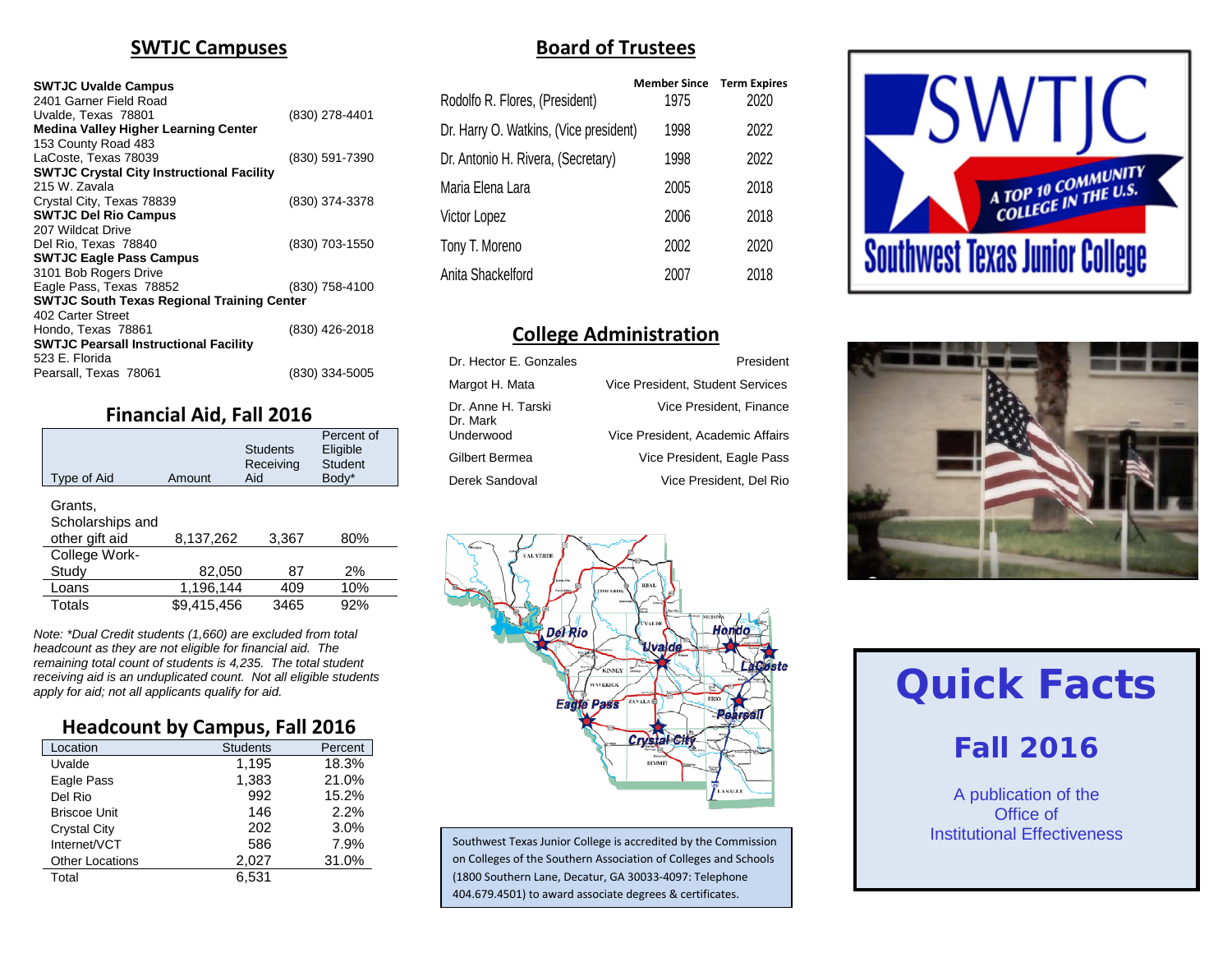## SWTJC Campuses

**SWTJC Uvalde Campus**
2401 Garner Field Road
Uvalde, Texas 78801 (830) 278-4401

**Medina Valley Higher Learning Center**
153 County Road 483
LaCoste, Texas 78039 (830) 591-7390

**SWTJC Crystal City Instructional Facility**
215 W. Zavala
Crystal City, Texas 78839 (830) 374-3378

**SWTJC Del Rio Campus**
207 Wildcat Drive
Del Rio, Texas 78840 (830) 703-1550

**SWTJC Eagle Pass Campus**
3101 Bob Rogers Drive
Eagle Pass, Texas 78852 (830) 758-4100

**SWTJC South Texas Regional Training Center**
402 Carter Street
Hondo, Texas 78861 (830) 426-2018

**SWTJC Pearsall Instructional Facility**
523 E. Florida
Pearsall, Texas 78061 (830) 334-5005

## Financial Aid, Fall 2016

| Type of Aid | Amount | Students Receiving Aid | Percent of Eligible Student Body* |
|---|---|---|---|
| Grants, Scholarships and other gift aid | 8,137,262 | 3,367 | 80% |
| College Work-Study | 82,050 | 87 | 2% |
| Loans | 1,196,144 | 409 | 10% |
| Totals | $9,415,456 | 3465 | 92% |

*Note: *Dual Credit students (1,660) are excluded from total headcount as they are not eligible for financial aid. The remaining total count of students is 4,235. The total student receiving aid is an unduplicated count. Not all eligible students apply for aid; not all applicants qualify for aid.*

## Headcount by Campus, Fall 2016

| Location | Students | Percent |
|---|---|---|
| Uvalde | 1,195 | 18.3% |
| Eagle Pass | 1,383 | 21.0% |
| Del Rio | 992 | 15.2% |
| Briscoe Unit | 146 | 2.2% |
| Crystal City | 202 | 3.0% |
| Internet/VCT | 586 | 7.9% |
| Other Locations | 2,027 | 31.0% |
| Total | 6,531 | |

## Board of Trustees

| | Member Since | Term Expires |
|---|---|---|
| Rodolfo R. Flores, (President) | 1975 | 2020 |
| Dr. Harry O. Watkins, (Vice president) | 1998 | 2022 |
| Dr. Antonio H. Rivera, (Secretary) | 1998 | 2022 |
| Maria Elena Lara | 2005 | 2018 |
| Victor Lopez | 2006 | 2018 |
| Tony T. Moreno | 2002 | 2020 |
| Anita Shackelford | 2007 | 2018 |

## College Administration

| | |
|---|---|
| Dr. Hector E. Gonzales | President |
| Margot H. Mata | Vice President, Student Services |
| Dr. Anne H. Tarski | Vice President, Finance |
| Dr. Mark Underwood | Vice President, Academic Affairs |
| Gilbert Bermea | Vice President, Eagle Pass |
| Derek Sandoval | Vice President, Del Rio |

Southwest Texas Junior College is accredited by the Commission on Colleges of the Southern Association of Colleges and Schools (1800 Southern Lane, Decatur, GA 30033-4097: Telephone 404.679.4501) to award associate degrees & certificates.

SWTJC
A TOP 10 COMMUNITY COLLEGE IN THE U.S.
Southwest Texas Junior College

# Quick Facts

## Fall 2016

A publication of the
Office of
Institutional Effectiveness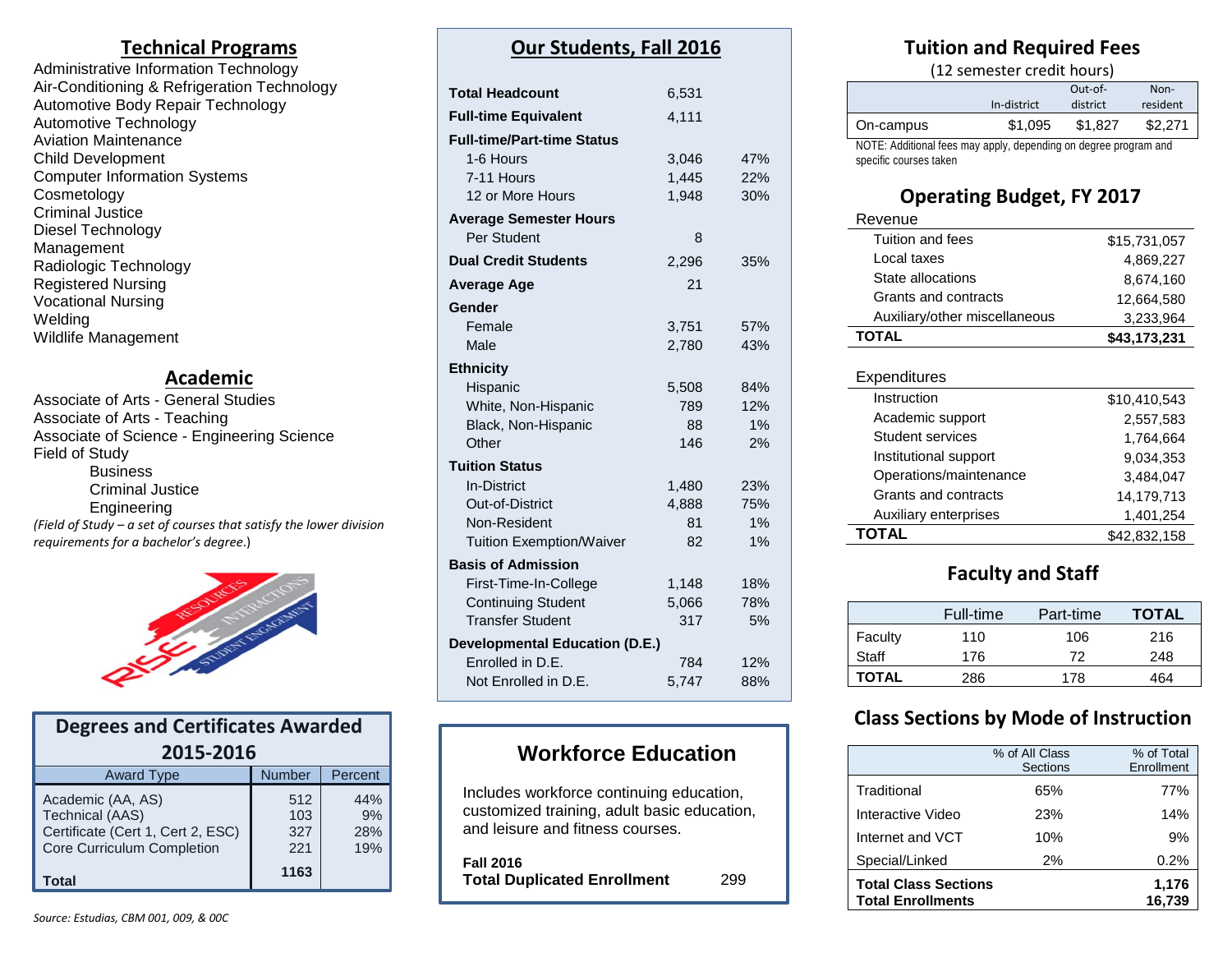## Technical Programs

Administrative Information Technology
Air-Conditioning & Refrigeration Technology
Automotive Body Repair Technology
Automotive Technology
Aviation Maintenance
Child Development
Computer Information Systems
Cosmetology
Criminal Justice
Diesel Technology
Management
Radiologic Technology
Registered Nursing
Vocational Nursing
Welding
Wildlife Management

## Academic

Associate of Arts - General Studies
Associate of Arts - Teaching
Associate of Science - Engineering Science
Field of Study
- Business
- Criminal Justice
- Engineering

*(Field of Study – a set of courses that satisfy the lower division requirements for a bachelor's degree.)*

## Degrees and Certificates Awarded 2015-2016

| Award Type | Number | Percent |
|---|---|---|
| Academic (AA, AS) | 512 | 44% |
| Technical (AAS) | 103 | 9% |
| Certificate (Cert 1, Cert 2, ESC) | 327 | 28% |
| Core Curriculum Completion | 221 | 19% |
| **Total** | **1163** | |

*Source: Estudias, CBM 001, 009, & 00C*

## Our Students, Fall 2016

| | | |
|---|---|---|
| **Total Headcount** | 6,531 | |
| **Full-time Equivalent** | 4,111 | |
| **Full-time/Part-time Status** | | |
| 1-6 Hours | 3,046 | 47% |
| 7-11 Hours | 1,445 | 22% |
| 12 or More Hours | 1,948 | 30% |
| **Average Semester Hours** | | |
| Per Student | 8 | |
| **Dual Credit Students** | 2,296 | 35% |
| **Average Age** | 21 | |
| **Gender** | | |
| Female | 3,751 | 57% |
| Male | 2,780 | 43% |
| **Ethnicity** | | |
| Hispanic | 5,508 | 84% |
| White, Non-Hispanic | 789 | 12% |
| Black, Non-Hispanic | 88 | 1% |
| Other | 146 | 2% |
| **Tuition Status** | | |
| In-District | 1,480 | 23% |
| Out-of-District | 4,888 | 75% |
| Non-Resident | 81 | 1% |
| Tuition Exemption/Waiver | 82 | 1% |
| **Basis of Admission** | | |
| First-Time-In-College | 1,148 | 18% |
| Continuing Student | 5,066 | 78% |
| Transfer Student | 317 | 5% |
| **Developmental Education (D.E.)** | | |
| Enrolled in D.E. | 784 | 12% |
| Not Enrolled in D.E. | 5,747 | 88% |

## Workforce Education

Includes workforce continuing education, customized training, adult basic education, and leisure and fitness courses.

**Fall 2016**
**Total Duplicated Enrollment** 299

## Tuition and Required Fees

(12 semester credit hours)

| | In-district | Out-of-district | Non-resident |
|---|---|---|---|
| On-campus | $1,095 | $1,827 | $2,271 |

NOTE: Additional fees may apply, depending on degree program and specific courses taken

## Operating Budget, FY 2017

| Revenue | |
|---|---|
| Tuition and fees | $15,731,057 |
| Local taxes | 4,869,227 |
| State allocations | 8,674,160 |
| Grants and contracts | 12,664,580 |
| Auxiliary/other miscellaneous | 3,233,964 |
| **TOTAL** | **$43,173,231** |

| Expenditures | |
|---|---|
| Instruction | $10,410,543 |
| Academic support | 2,557,583 |
| Student services | 1,764,664 |
| Institutional support | 9,034,353 |
| Operations/maintenance | 3,484,047 |
| Grants and contracts | 14,179,713 |
| Auxiliary enterprises | 1,401,254 |
| **TOTAL** | $42,832,158 |

## Faculty and Staff

| | Full-time | Part-time | TOTAL |
|---|---|---|---|
| Faculty | 110 | 106 | 216 |
| Staff | 176 | 72 | 248 |
| **TOTAL** | 286 | 178 | 464 |

## Class Sections by Mode of Instruction

| | % of All Class Sections | % of Total Enrollment |
|---|---|---|
| Traditional | 65% | 77% |
| Interactive Video | 23% | 14% |
| Internet and VCT | 10% | 9% |
| Special/Linked | 2% | 0.2% |
| **Total Class Sections** | | **1,176** |
| **Total Enrollments** | | **16,739** |